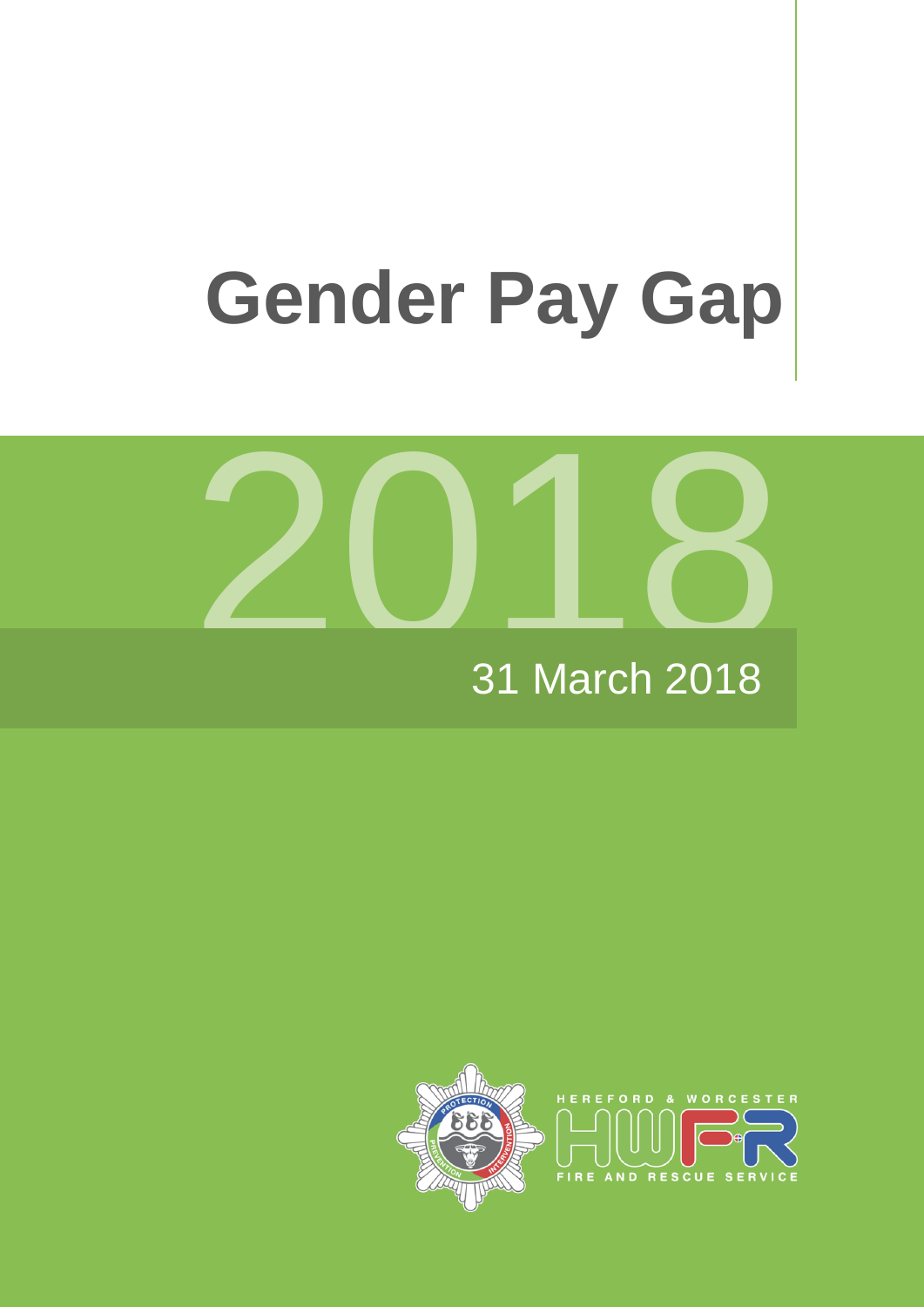# Gender Pay Gap

2018

31 March 2018

HEREFORD & WORCESTER

HWFR

FIRE AND RESCUE SERVICE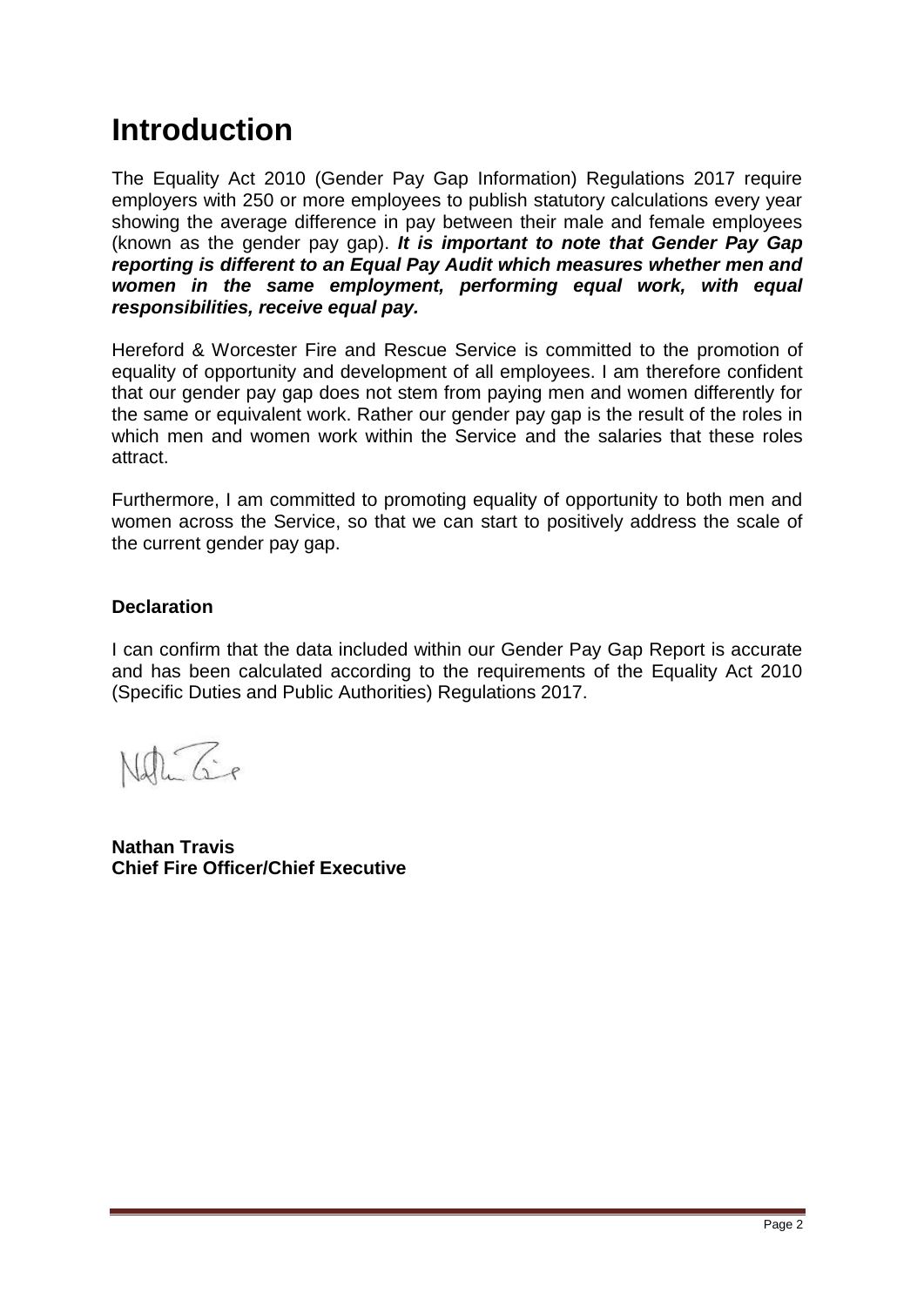# Introduction

The Equality Act 2010 (Gender Pay Gap Information) Regulations 2017 require employers with 250 or more employees to publish statutory calculations every year showing the average difference in pay between their male and female employees (known as the gender pay gap). ***It is important to note that Gender Pay Gap reporting is different to an Equal Pay Audit which measures whether men and women in the same employment, performing equal work, with equal responsibilities, receive equal pay.***

Hereford & Worcester Fire and Rescue Service is committed to the promotion of equality of opportunity and development of all employees. I am therefore confident that our gender pay gap does not stem from paying men and women differently for the same or equivalent work. Rather our gender pay gap is the result of the roles in which men and women work within the Service and the salaries that these roles attract.

Furthermore, I am committed to promoting equality of opportunity to both men and women across the Service, so that we can start to positively address the scale of the current gender pay gap.

**Declaration**

I can confirm that the data included within our Gender Pay Gap Report is accurate and has been calculated according to the requirements of the Equality Act 2010 (Specific Duties and Public Authorities) Regulations 2017.

**Nathan Travis**
**Chief Fire Officer/Chief Executive**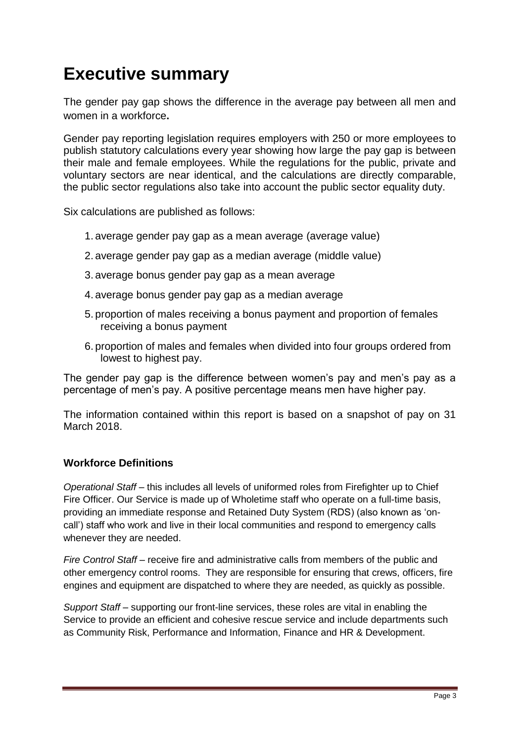# Executive summary

The gender pay gap shows the difference in the average pay between all men and women in a workforce**.**

Gender pay reporting legislation requires employers with 250 or more employees to publish statutory calculations every year showing how large the pay gap is between their male and female employees. While the regulations for the public, private and voluntary sectors are near identical, and the calculations are directly comparable, the public sector regulations also take into account the public sector equality duty.

Six calculations are published as follows:

1. average gender pay gap as a mean average (average value)
2. average gender pay gap as a median average (middle value)
3. average bonus gender pay gap as a mean average
4. average bonus gender pay gap as a median average
5. proportion of males receiving a bonus payment and proportion of females receiving a bonus payment
6. proportion of males and females when divided into four groups ordered from lowest to highest pay.

The gender pay gap is the difference between women's pay and men's pay as a percentage of men's pay. A positive percentage means men have higher pay.

The information contained within this report is based on a snapshot of pay on 31 March 2018.

### Workforce Definitions

*Operational Staff* – this includes all levels of uniformed roles from Firefighter up to Chief Fire Officer. Our Service is made up of Wholetime staff who operate on a full-time basis, providing an immediate response and Retained Duty System (RDS) (also known as 'on-call') staff who work and live in their local communities and respond to emergency calls whenever they are needed.

*Fire Control Staff* – receive fire and administrative calls from members of the public and other emergency control rooms. They are responsible for ensuring that crews, officers, fire engines and equipment are dispatched to where they are needed, as quickly as possible.

*Support Staff* – supporting our front-line services, these roles are vital in enabling the Service to provide an efficient and cohesive rescue service and include departments such as Community Risk, Performance and Information, Finance and HR & Development.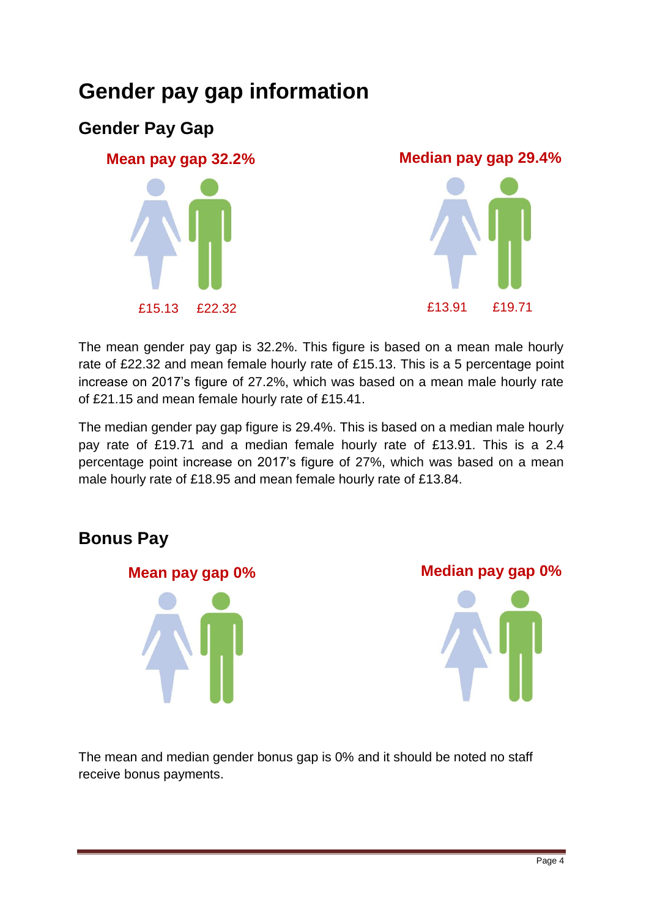# Gender pay gap information

## Gender Pay Gap

**Mean pay gap 32.2%**

£15.13 £22.32

**Median pay gap 29.4%**

£13.91 £19.71

The mean gender pay gap is 32.2%. This figure is based on a mean male hourly rate of £22.32 and mean female hourly rate of £15.13. This is a 5 percentage point increase on 2017's figure of 27.2%, which was based on a mean male hourly rate of £21.15 and mean female hourly rate of £15.41.

The median gender pay gap figure is 29.4%. This is based on a median male hourly pay rate of £19.71 and a median female hourly rate of £13.91. This is a 2.4 percentage point increase on 2017's figure of 27%, which was based on a mean male hourly rate of £18.95 and mean female hourly rate of £13.84.

## Bonus Pay

**Mean pay gap 0%**

**Median pay gap 0%**

The mean and median gender bonus gap is 0% and it should be noted no staff receive bonus payments.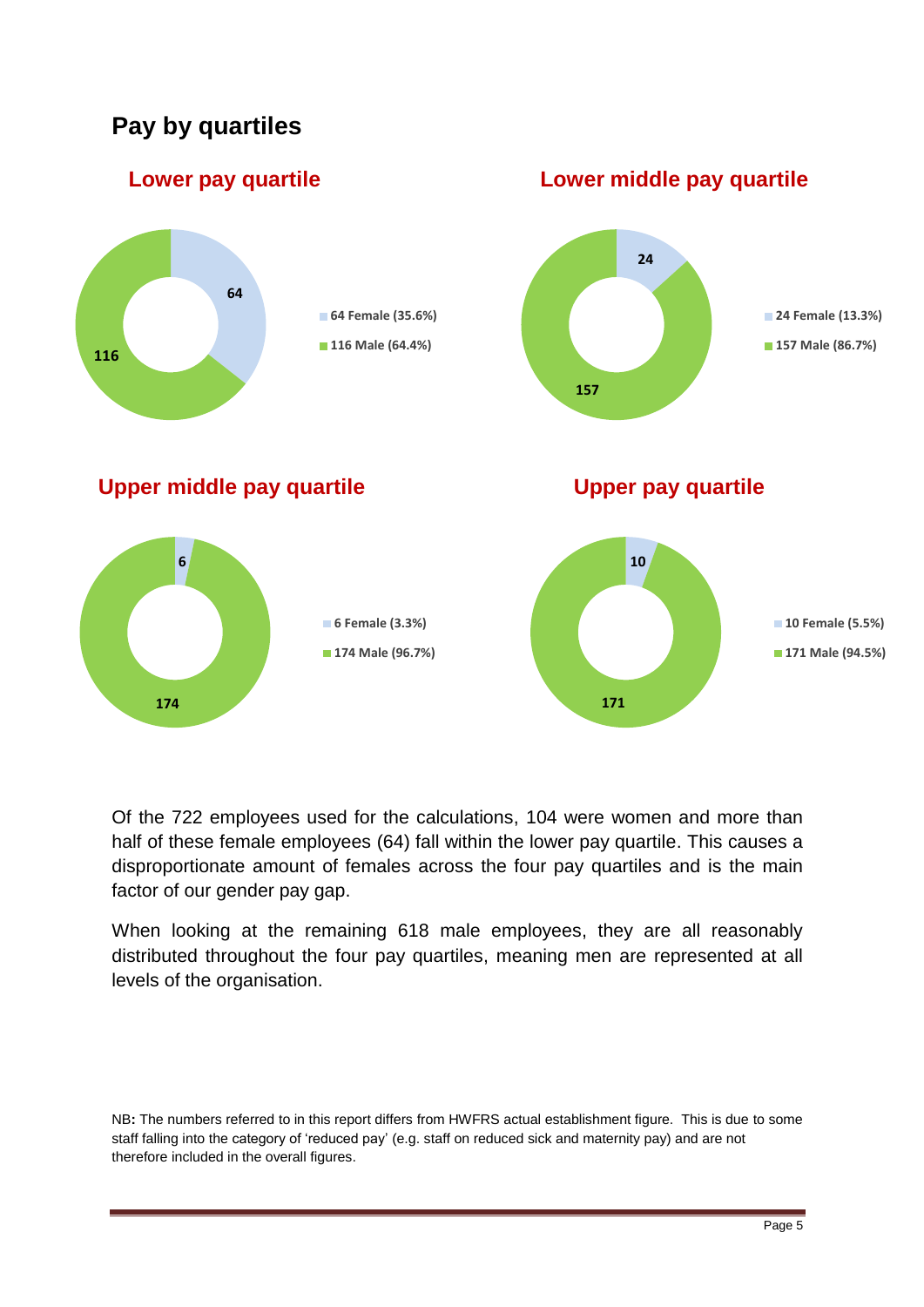## Pay by quartiles

### Lower pay quartile

- 64 Female (35.6%)
- 116 Male (64.4%)

### Lower middle pay quartile

- 24 Female (13.3%)
- 157 Male (86.7%)

### Upper middle pay quartile

- 6 Female (3.3%)
- 174 Male (96.7%)

### Upper pay quartile

- 10 Female (5.5%)
- 171 Male (94.5%)

Of the 722 employees used for the calculations, 104 were women and more than half of these female employees (64) fall within the lower pay quartile. This causes a disproportionate amount of females across the four pay quartiles and is the main factor of our gender pay gap.

When looking at the remaining 618 male employees, they are all reasonably distributed throughout the four pay quartiles, meaning men are represented at all levels of the organisation.

NB**:** The numbers referred to in this report differs from HWFRS actual establishment figure. This is due to some staff falling into the category of 'reduced pay' (e.g. staff on reduced sick and maternity pay) and are not therefore included in the overall figures.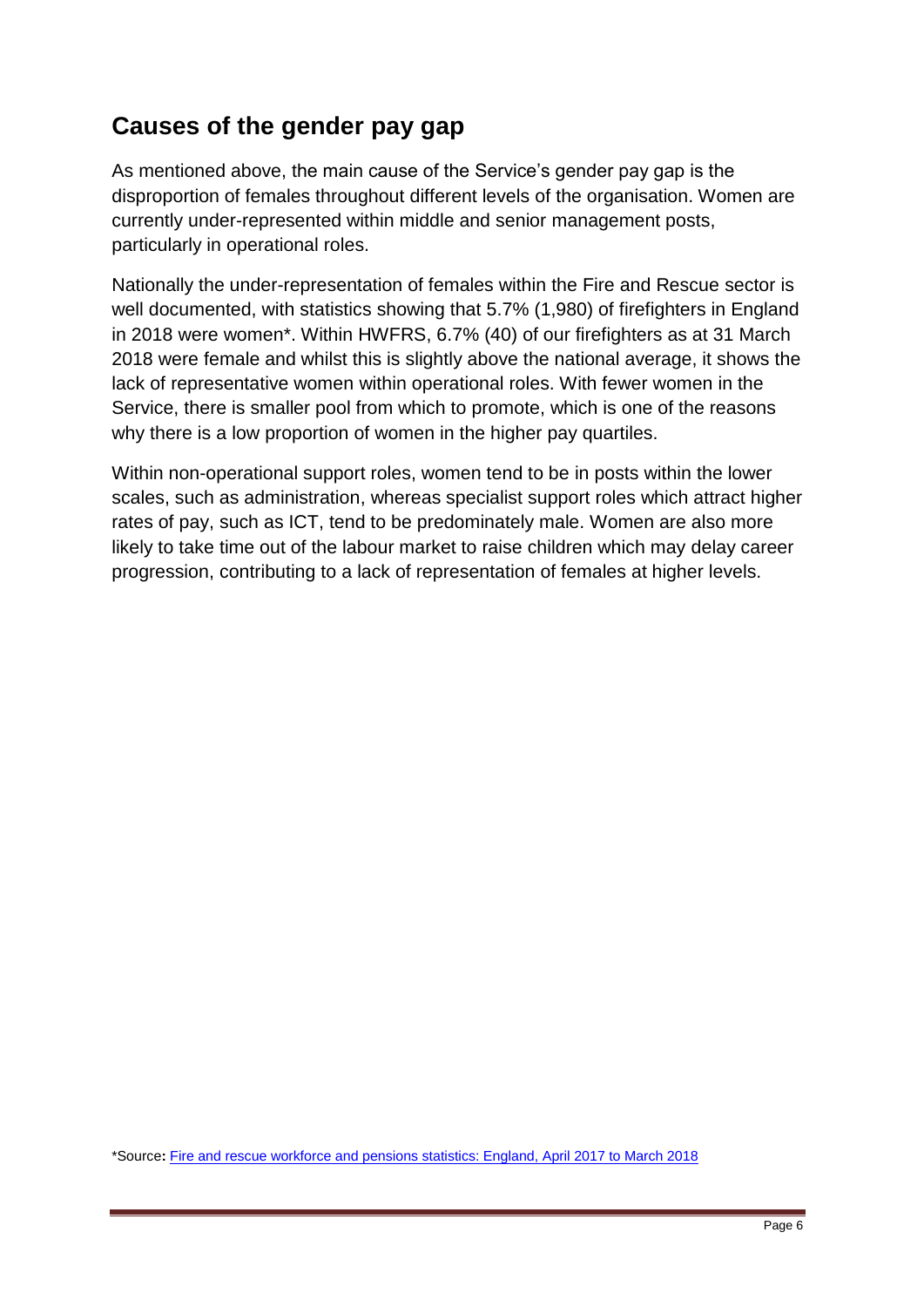## Causes of the gender pay gap

As mentioned above, the main cause of the Service's gender pay gap is the disproportion of females throughout different levels of the organisation. Women are currently under-represented within middle and senior management posts, particularly in operational roles.

Nationally the under-representation of females within the Fire and Rescue sector is well documented, with statistics showing that 5.7% (1,980) of firefighters in England in 2018 were women*. Within HWFRS, 6.7% (40) of our firefighters as at 31 March 2018 were female and whilst this is slightly above the national average, it shows the lack of representative women within operational roles. With fewer women in the Service, there is smaller pool from which to promote, which is one of the reasons why there is a low proportion of women in the higher pay quartiles.

Within non-operational support roles, women tend to be in posts within the lower scales, such as administration, whereas specialist support roles which attract higher rates of pay, such as ICT, tend to be predominately male. Women are also more likely to take time out of the labour market to raise children which may delay career progression, contributing to a lack of representation of females at higher levels.

*Source: Fire and rescue workforce and pensions statistics: England, April 2017 to March 2018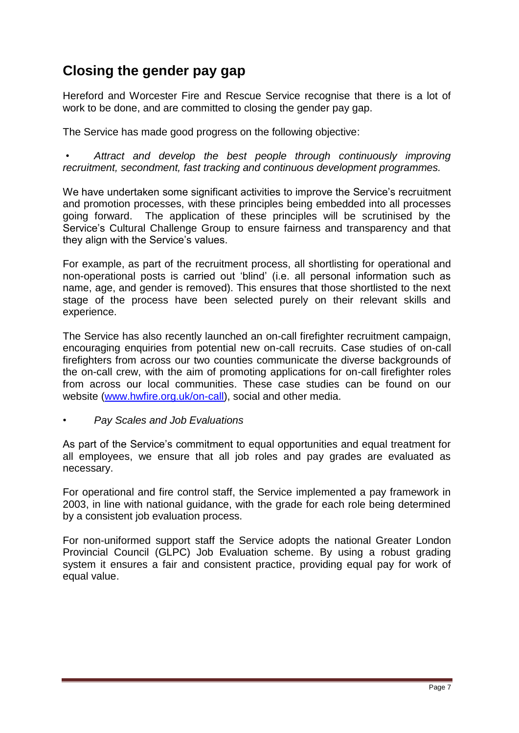## Closing the gender pay gap

Hereford and Worcester Fire and Rescue Service recognise that there is a lot of work to be done, and are committed to closing the gender pay gap.

The Service has made good progress on the following objective:

- *Attract and develop the best people through continuously improving recruitment, secondment, fast tracking and continuous development programmes.*

We have undertaken some significant activities to improve the Service's recruitment and promotion processes, with these principles being embedded into all processes going forward. The application of these principles will be scrutinised by the Service's Cultural Challenge Group to ensure fairness and transparency and that they align with the Service's values.

For example, as part of the recruitment process, all shortlisting for operational and non-operational posts is carried out 'blind' (i.e. all personal information such as name, age, and gender is removed). This ensures that those shortlisted to the next stage of the process have been selected purely on their relevant skills and experience.

The Service has also recently launched an on-call firefighter recruitment campaign, encouraging enquiries from potential new on-call recruits. Case studies of on-call firefighters from across our two counties communicate the diverse backgrounds of the on-call crew, with the aim of promoting applications for on-call firefighter roles from across our local communities. These case studies can be found on our website ([www.hwfire.org.uk/on-call](www.hwfire.org.uk/on-call)), social and other media.

- *Pay Scales and Job Evaluations*

As part of the Service's commitment to equal opportunities and equal treatment for all employees, we ensure that all job roles and pay grades are evaluated as necessary.

For operational and fire control staff, the Service implemented a pay framework in 2003, in line with national guidance, with the grade for each role being determined by a consistent job evaluation process.

For non-uniformed support staff the Service adopts the national Greater London Provincial Council (GLPC) Job Evaluation scheme. By using a robust grading system it ensures a fair and consistent practice, providing equal pay for work of equal value.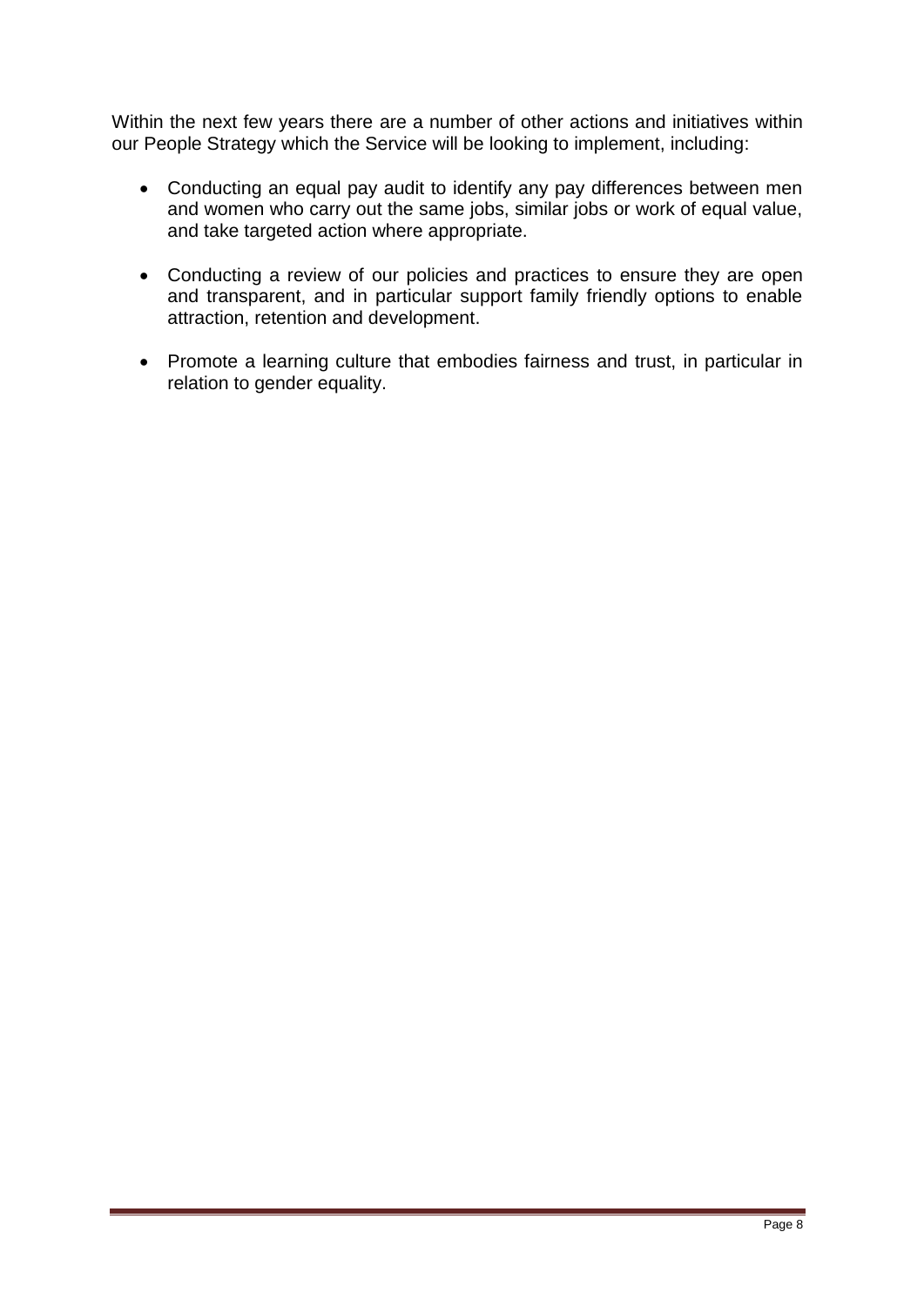Within the next few years there are a number of other actions and initiatives within our People Strategy which the Service will be looking to implement, including:

- Conducting an equal pay audit to identify any pay differences between men and women who carry out the same jobs, similar jobs or work of equal value, and take targeted action where appropriate.

- Conducting a review of our policies and practices to ensure they are open and transparent, and in particular support family friendly options to enable attraction, retention and development.

- Promote a learning culture that embodies fairness and trust, in particular in relation to gender equality.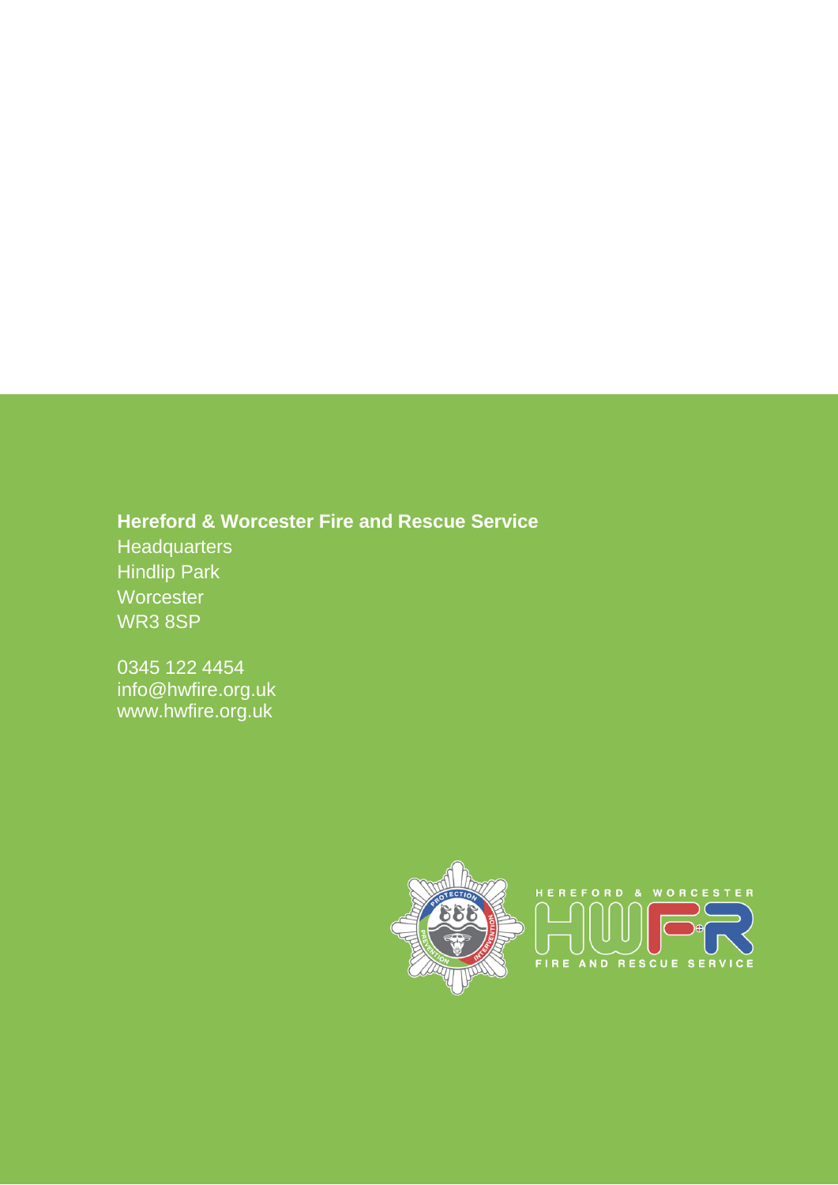**Hereford & Worcester Fire and Rescue Service**
Headquarters
Hindlip Park
Worcester
WR3 8SP

0345 122 4454
info@hwfire.org.uk
www.hwfire.org.uk